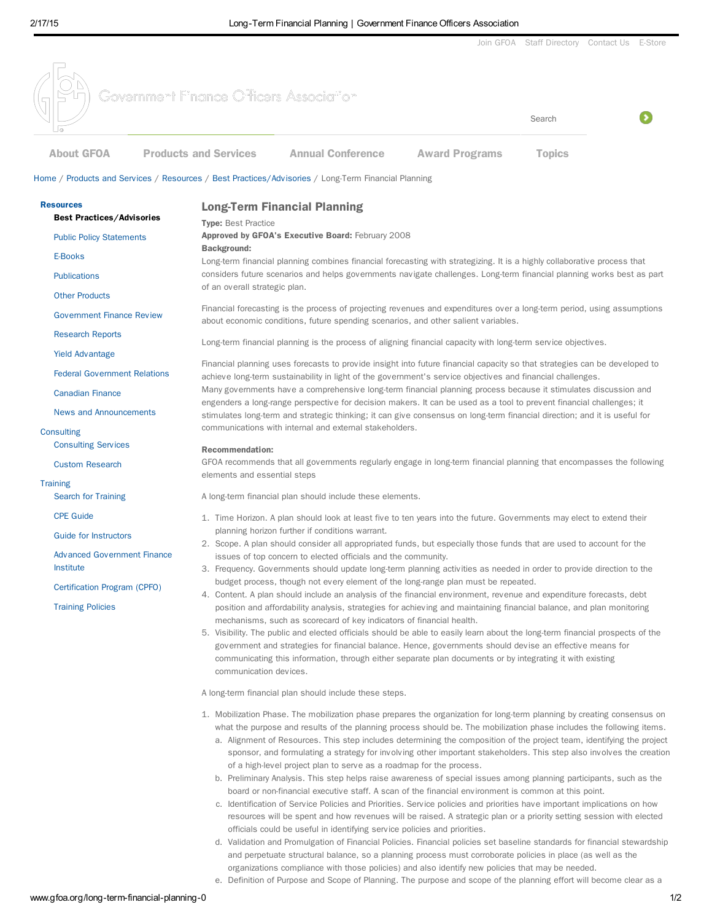# Long-Term Financial Planning

**Type:** Best Practice
**Approved by GFOA's Executive Board:** February 2008
**Background:**
Long-term financial planning combines financial forecasting with strategizing. It is a highly collaborative process that considers future scenarios and helps governments navigate challenges. Long-term financial planning works best as part of an overall strategic plan.

Financial forecasting is the process of projecting revenues and expenditures over a long-term period, using assumptions about economic conditions, future spending scenarios, and other salient variables.

Long-term financial planning is the process of aligning financial capacity with long-term service objectives.

Financial planning uses forecasts to provide insight into future financial capacity so that strategies can be developed to achieve long-term sustainability in light of the government's service objectives and financial challenges.
Many governments have a comprehensive long-term financial planning process because it stimulates discussion and engenders a long-range perspective for decision makers. It can be used as a tool to prevent financial challenges; it stimulates long-term and strategic thinking; it can give consensus on long-term financial direction; and it is useful for communications with internal and external stakeholders.

**Recommendation:**
GFOA recommends that all governments regularly engage in long-term financial planning that encompasses the following elements and essential steps

A long-term financial plan should include these elements.

1. Time Horizon. A plan should look at least five to ten years into the future. Governments may elect to extend their planning horizon further if conditions warrant.
2. Scope. A plan should consider all appropriated funds, but especially those funds that are used to account for the issues of top concern to elected officials and the community.
3. Frequency. Governments should update long-term planning activities as needed in order to provide direction to the budget process, though not every element of the long-range plan must be repeated.
4. Content. A plan should include an analysis of the financial environment, revenue and expenditure forecasts, debt position and affordability analysis, strategies for achieving and maintaining financial balance, and plan monitoring mechanisms, such as scorecard of key indicators of financial health.
5. Visibility. The public and elected officials should be able to easily learn about the long-term financial prospects of the government and strategies for financial balance. Hence, governments should devise an effective means for communicating this information, through either separate plan documents or by integrating it with existing communication devices.

A long-term financial plan should include these steps.

1. Mobilization Phase. The mobilization phase prepares the organization for long-term planning by creating consensus on what the purpose and results of the planning process should be. The mobilization phase includes the following items.
   a. Alignment of Resources. This step includes determining the composition of the project team, identifying the project sponsor, and formulating a strategy for involving other important stakeholders. This step also involves the creation of a high-level project plan to serve as a roadmap for the process.
   b. Preliminary Analysis. This step helps raise awareness of special issues among planning participants, such as the board or non-financial executive staff. A scan of the financial environment is common at this point.
   c. Identification of Service Policies and Priorities. Service policies and priorities have important implications on how resources will be spent and how revenues will be raised. A strategic plan or a priority setting session with elected officials could be useful in identifying service policies and priorities.
   d. Validation and Promulgation of Financial Policies. Financial policies set baseline standards for financial stewardship and perpetuate structural balance, so a planning process must corroborate policies in place (as well as the organizations compliance with those policies) and also identify new policies that may be needed.
   e. Definition of Purpose and Scope of Planning. The purpose and scope of the planning effort will become clear as a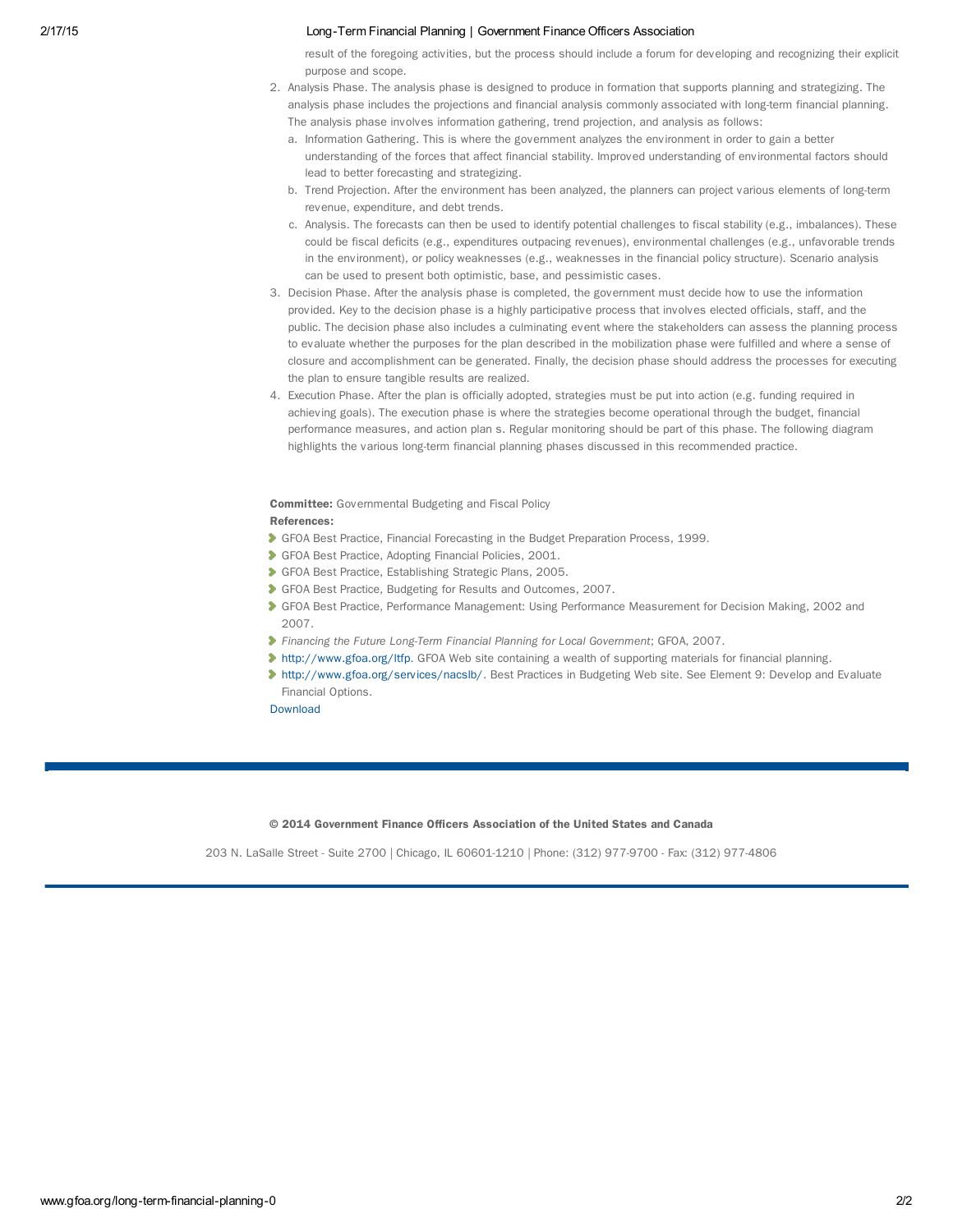result of the foregoing activities, but the process should include a forum for developing and recognizing their explicit purpose and scope.

2. Analysis Phase. The analysis phase is designed to produce in formation that supports planning and strategizing. The analysis phase includes the projections and financial analysis commonly associated with long-term financial planning. The analysis phase involves information gathering, trend projection, and analysis as follows:
   a. Information Gathering. This is where the government analyzes the environment in order to gain a better understanding of the forces that affect financial stability. Improved understanding of environmental factors should lead to better forecasting and strategizing.
   b. Trend Projection. After the environment has been analyzed, the planners can project various elements of long-term revenue, expenditure, and debt trends.
   c. Analysis. The forecasts can then be used to identify potential challenges to fiscal stability (e.g., imbalances). These could be fiscal deficits (e.g., expenditures outpacing revenues), environmental challenges (e.g., unfavorable trends in the environment), or policy weaknesses (e.g., weaknesses in the financial policy structure). Scenario analysis can be used to present both optimistic, base, and pessimistic cases.
3. Decision Phase. After the analysis phase is completed, the government must decide how to use the information provided. Key to the decision phase is a highly participative process that involves elected officials, staff, and the public. The decision phase also includes a culminating event where the stakeholders can assess the planning process to evaluate whether the purposes for the plan described in the mobilization phase were fulfilled and where a sense of closure and accomplishment can be generated. Finally, the decision phase should address the processes for executing the plan to ensure tangible results are realized.
4. Execution Phase. After the plan is officially adopted, strategies must be put into action (e.g. funding required in achieving goals). The execution phase is where the strategies become operational through the budget, financial performance measures, and action plan s. Regular monitoring should be part of this phase. The following diagram highlights the various long-term financial planning phases discussed in this recommended practice.

**Committee:** Governmental Budgeting and Fiscal Policy

**References:**

- GFOA Best Practice, Financial Forecasting in the Budget Preparation Process, 1999.
- GFOA Best Practice, Adopting Financial Policies, 2001.
- GFOA Best Practice, Establishing Strategic Plans, 2005.
- GFOA Best Practice, Budgeting for Results and Outcomes, 2007.
- GFOA Best Practice, Performance Management: Using Performance Measurement for Decision Making, 2002 and 2007.
- *Financing the Future Long-Term Financial Planning for Local Government*; GFOA, 2007.
- http://www.gfoa.org/ltfp. GFOA Web site containing a wealth of supporting materials for financial planning.
- http://www.gfoa.org/services/nacslb/. Best Practices in Budgeting Web site. See Element 9: Develop and Evaluate Financial Options.

Download

**© 2014 Government Finance Officers Association of the United States and Canada**

203 N. LaSalle Street - Suite 2700 | Chicago, IL 60601-1210 | Phone: (312) 977-9700 - Fax: (312) 977-4806